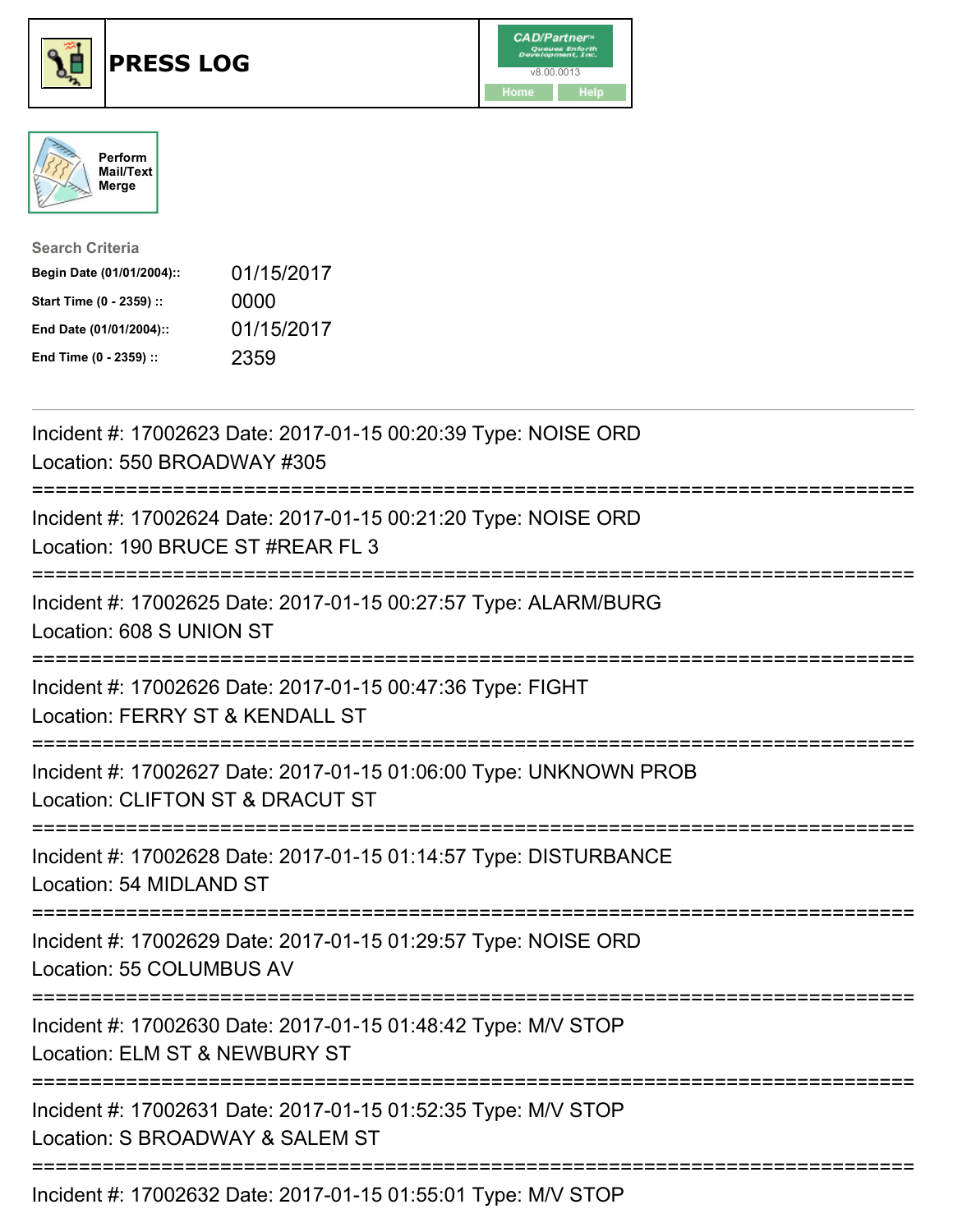# PRESS LOG

CAD/Partner
v8.00.0013
Home Help

Perform Mail/Text Merge

**Search Criteria**

| | |
|---|---|
| **Begin Date (01/01/2004)::** | 01/15/2017 |
| **Start Time (0 - 2359) ::** | 0000 |
| **End Date (01/01/2004)::** | 01/15/2017 |
| **End Time (0 - 2359) ::** | 2359 |

---

Incident #: 17002623 Date: 2017-01-15 00:20:39 Type: NOISE ORD
Location: 550 BROADWAY #305

===========================================================================

Incident #: 17002624 Date: 2017-01-15 00:21:20 Type: NOISE ORD
Location: 190 BRUCE ST #REAR FL 3

===========================================================================

Incident #: 17002625 Date: 2017-01-15 00:27:57 Type: ALARM/BURG
Location: 608 S UNION ST

===========================================================================

Incident #: 17002626 Date: 2017-01-15 00:47:36 Type: FIGHT
Location: FERRY ST & KENDALL ST

===========================================================================

Incident #: 17002627 Date: 2017-01-15 01:06:00 Type: UNKNOWN PROB
Location: CLIFTON ST & DRACUT ST

===========================================================================

Incident #: 17002628 Date: 2017-01-15 01:14:57 Type: DISTURBANCE
Location: 54 MIDLAND ST

===========================================================================

Incident #: 17002629 Date: 2017-01-15 01:29:57 Type: NOISE ORD
Location: 55 COLUMBUS AV

===========================================================================

Incident #: 17002630 Date: 2017-01-15 01:48:42 Type: M/V STOP
Location: ELM ST & NEWBURY ST

===========================================================================

Incident #: 17002631 Date: 2017-01-15 01:52:35 Type: M/V STOP
Location: S BROADWAY & SALEM ST

===========================================================================

Incident #: 17002632 Date: 2017-01-15 01:55:01 Type: M/V STOP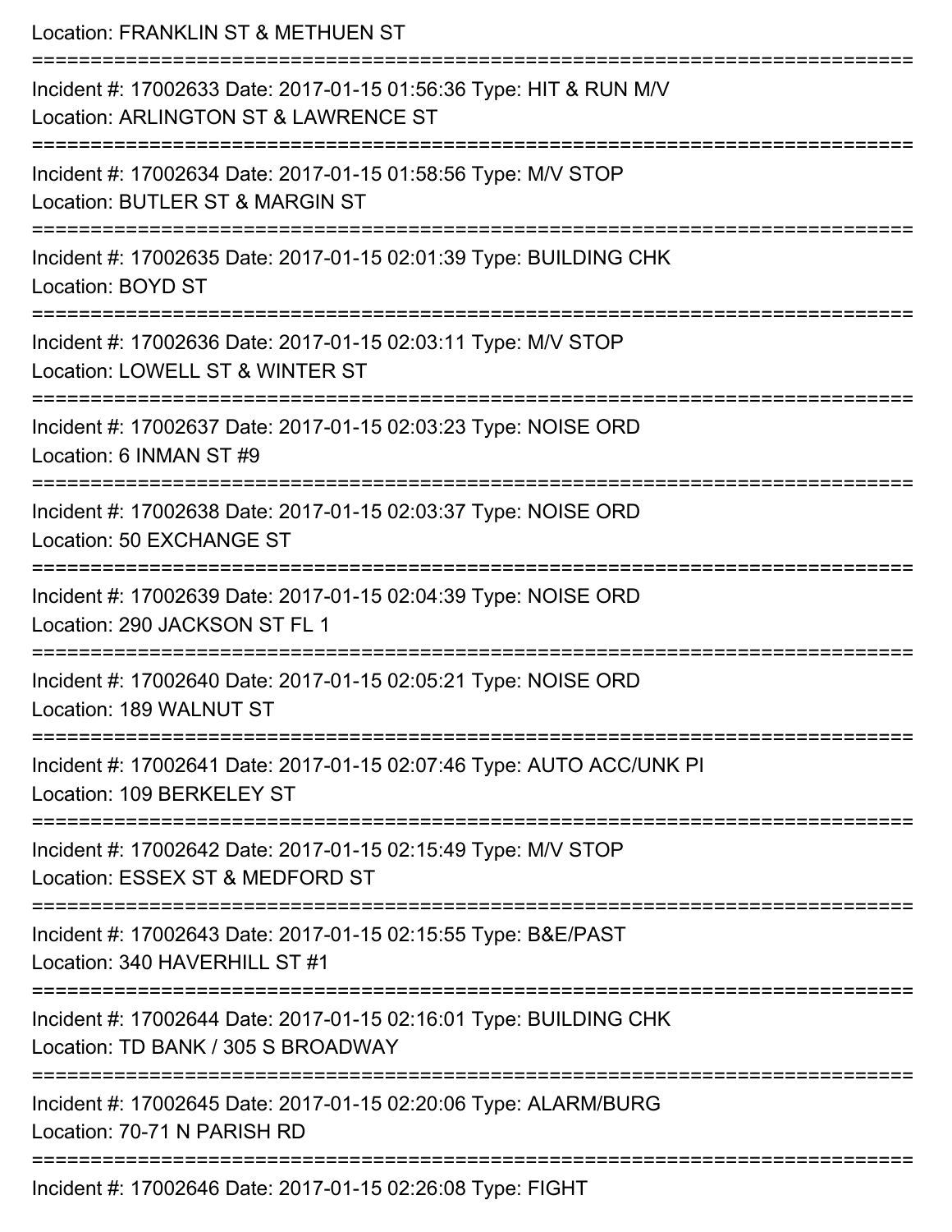Location: FRANKLIN ST & METHUEN ST

===========================================================================

Incident #: 17002633 Date: 2017-01-15 01:56:36 Type: HIT & RUN M/V
Location: ARLINGTON ST & LAWRENCE ST

===========================================================================

Incident #: 17002634 Date: 2017-01-15 01:58:56 Type: M/V STOP
Location: BUTLER ST & MARGIN ST

===========================================================================

Incident #: 17002635 Date: 2017-01-15 02:01:39 Type: BUILDING CHK
Location: BOYD ST

===========================================================================

Incident #: 17002636 Date: 2017-01-15 02:03:11 Type: M/V STOP
Location: LOWELL ST & WINTER ST

===========================================================================

Incident #: 17002637 Date: 2017-01-15 02:03:23 Type: NOISE ORD
Location: 6 INMAN ST #9

===========================================================================

Incident #: 17002638 Date: 2017-01-15 02:03:37 Type: NOISE ORD
Location: 50 EXCHANGE ST

===========================================================================

Incident #: 17002639 Date: 2017-01-15 02:04:39 Type: NOISE ORD
Location: 290 JACKSON ST FL 1

===========================================================================

Incident #: 17002640 Date: 2017-01-15 02:05:21 Type: NOISE ORD
Location: 189 WALNUT ST

===========================================================================

Incident #: 17002641 Date: 2017-01-15 02:07:46 Type: AUTO ACC/UNK PI
Location: 109 BERKELEY ST

===========================================================================

Incident #: 17002642 Date: 2017-01-15 02:15:49 Type: M/V STOP
Location: ESSEX ST & MEDFORD ST

===========================================================================

Incident #: 17002643 Date: 2017-01-15 02:15:55 Type: B&E/PAST
Location: 340 HAVERHILL ST #1

===========================================================================

Incident #: 17002644 Date: 2017-01-15 02:16:01 Type: BUILDING CHK
Location: TD BANK / 305 S BROADWAY

===========================================================================

Incident #: 17002645 Date: 2017-01-15 02:20:06 Type: ALARM/BURG
Location: 70-71 N PARISH RD

===========================================================================

Incident #: 17002646 Date: 2017-01-15 02:26:08 Type: FIGHT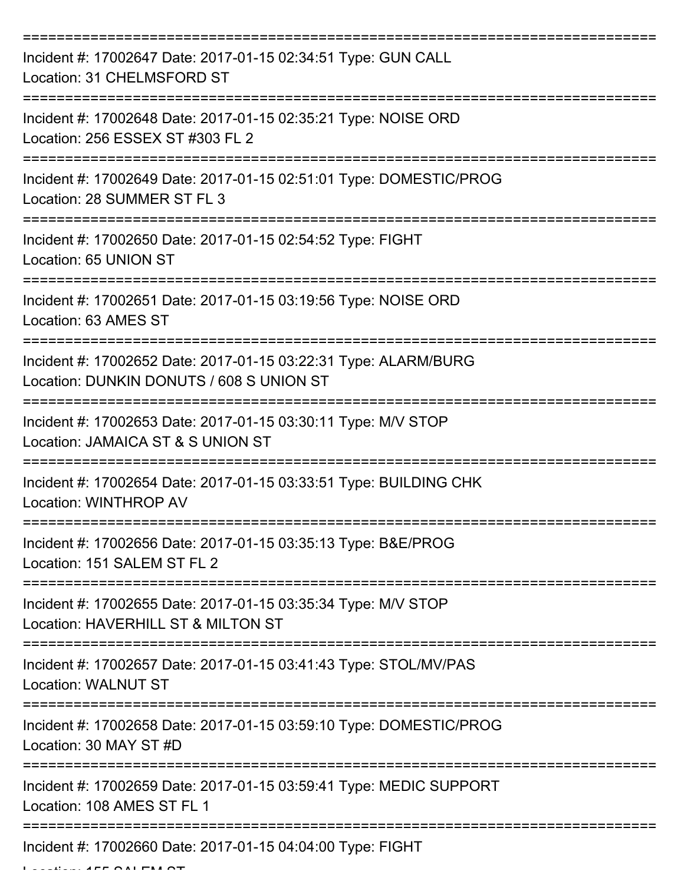===========================================================================
Incident #: 17002647 Date: 2017-01-15 02:34:51 Type: GUN CALL
Location: 31 CHELMSFORD ST
===========================================================================
Incident #: 17002648 Date: 2017-01-15 02:35:21 Type: NOISE ORD
Location: 256 ESSEX ST #303 FL 2
===========================================================================
Incident #: 17002649 Date: 2017-01-15 02:51:01 Type: DOMESTIC/PROG
Location: 28 SUMMER ST FL 3
===========================================================================
Incident #: 17002650 Date: 2017-01-15 02:54:52 Type: FIGHT
Location: 65 UNION ST
===========================================================================
Incident #: 17002651 Date: 2017-01-15 03:19:56 Type: NOISE ORD
Location: 63 AMES ST
===========================================================================
Incident #: 17002652 Date: 2017-01-15 03:22:31 Type: ALARM/BURG
Location: DUNKIN DONUTS / 608 S UNION ST
===========================================================================
Incident #: 17002653 Date: 2017-01-15 03:30:11 Type: M/V STOP
Location: JAMAICA ST & S UNION ST
===========================================================================
Incident #: 17002654 Date: 2017-01-15 03:33:51 Type: BUILDING CHK
Location: WINTHROP AV
===========================================================================
Incident #: 17002656 Date: 2017-01-15 03:35:13 Type: B&E/PROG
Location: 151 SALEM ST FL 2
===========================================================================
Incident #: 17002655 Date: 2017-01-15 03:35:34 Type: M/V STOP
Location: HAVERHILL ST & MILTON ST
===========================================================================
Incident #: 17002657 Date: 2017-01-15 03:41:43 Type: STOL/MV/PAS
Location: WALNUT ST
===========================================================================
Incident #: 17002658 Date: 2017-01-15 03:59:10 Type: DOMESTIC/PROG
Location: 30 MAY ST #D
===========================================================================
Incident #: 17002659 Date: 2017-01-15 03:59:41 Type: MEDIC SUPPORT
Location: 108 AMES ST FL 1
===========================================================================
Incident #: 17002660 Date: 2017-01-15 04:04:00 Type: FIGHT
Location: 155 SALEM ST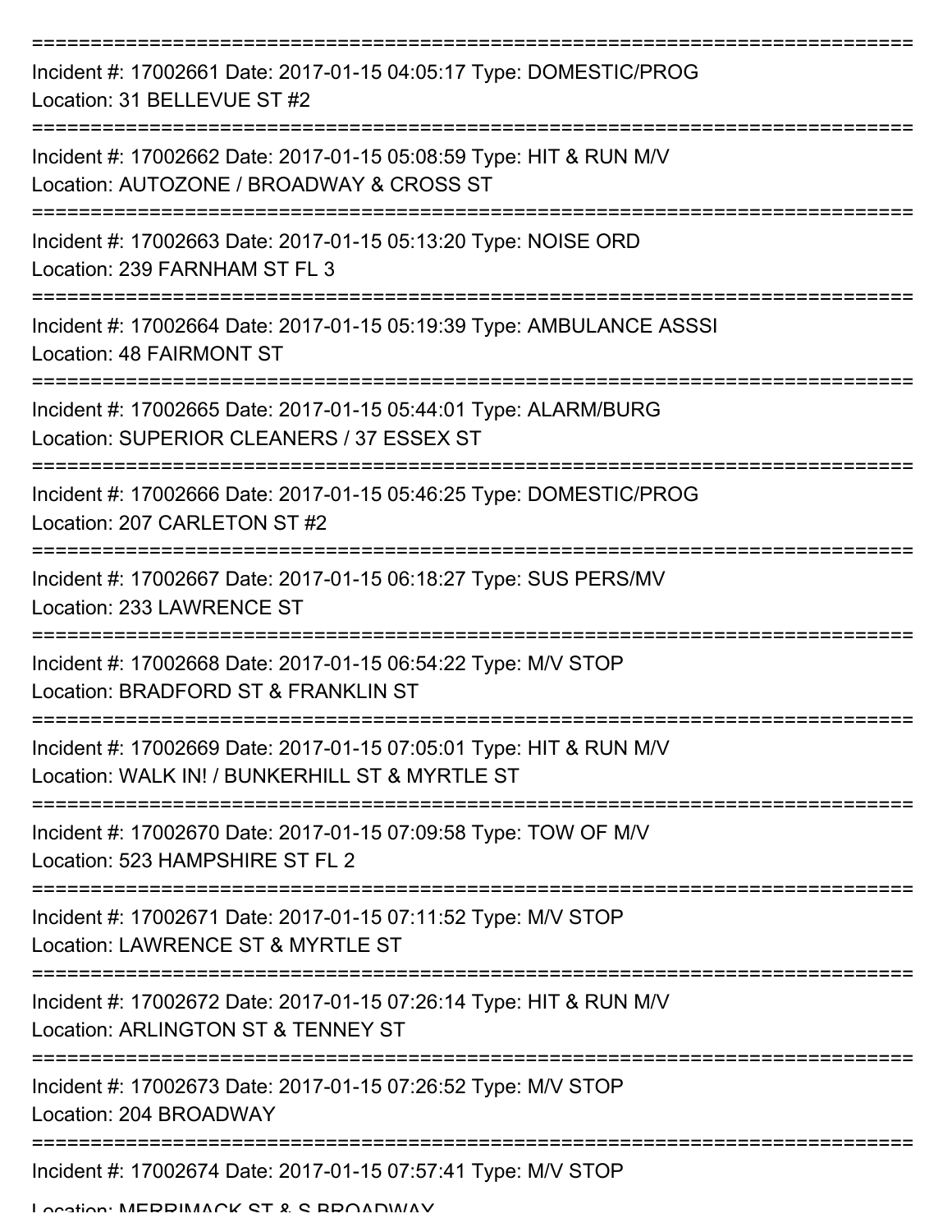===========================================================================

Incident #: 17002661 Date: 2017-01-15 04:05:17 Type: DOMESTIC/PROG
Location: 31 BELLEVUE ST #2

===========================================================================

Incident #: 17002662 Date: 2017-01-15 05:08:59 Type: HIT & RUN M/V
Location: AUTOZONE / BROADWAY & CROSS ST

===========================================================================

Incident #: 17002663 Date: 2017-01-15 05:13:20 Type: NOISE ORD
Location: 239 FARNHAM ST FL 3

===========================================================================

Incident #: 17002664 Date: 2017-01-15 05:19:39 Type: AMBULANCE ASSSI
Location: 48 FAIRMONT ST

===========================================================================

Incident #: 17002665 Date: 2017-01-15 05:44:01 Type: ALARM/BURG
Location: SUPERIOR CLEANERS / 37 ESSEX ST

===========================================================================

Incident #: 17002666 Date: 2017-01-15 05:46:25 Type: DOMESTIC/PROG
Location: 207 CARLETON ST #2

===========================================================================

Incident #: 17002667 Date: 2017-01-15 06:18:27 Type: SUS PERS/MV
Location: 233 LAWRENCE ST

===========================================================================

Incident #: 17002668 Date: 2017-01-15 06:54:22 Type: M/V STOP
Location: BRADFORD ST & FRANKLIN ST

===========================================================================

Incident #: 17002669 Date: 2017-01-15 07:05:01 Type: HIT & RUN M/V
Location: WALK IN! / BUNKERHILL ST & MYRTLE ST

===========================================================================

Incident #: 17002670 Date: 2017-01-15 07:09:58 Type: TOW OF M/V
Location: 523 HAMPSHIRE ST FL 2

===========================================================================

Incident #: 17002671 Date: 2017-01-15 07:11:52 Type: M/V STOP
Location: LAWRENCE ST & MYRTLE ST

===========================================================================

Incident #: 17002672 Date: 2017-01-15 07:26:14 Type: HIT & RUN M/V
Location: ARLINGTON ST & TENNEY ST

===========================================================================

Incident #: 17002673 Date: 2017-01-15 07:26:52 Type: M/V STOP
Location: 204 BROADWAY

===========================================================================

Incident #: 17002674 Date: 2017-01-15 07:57:41 Type: M/V STOP
Location: MERRIMACK ST & S BROADWAY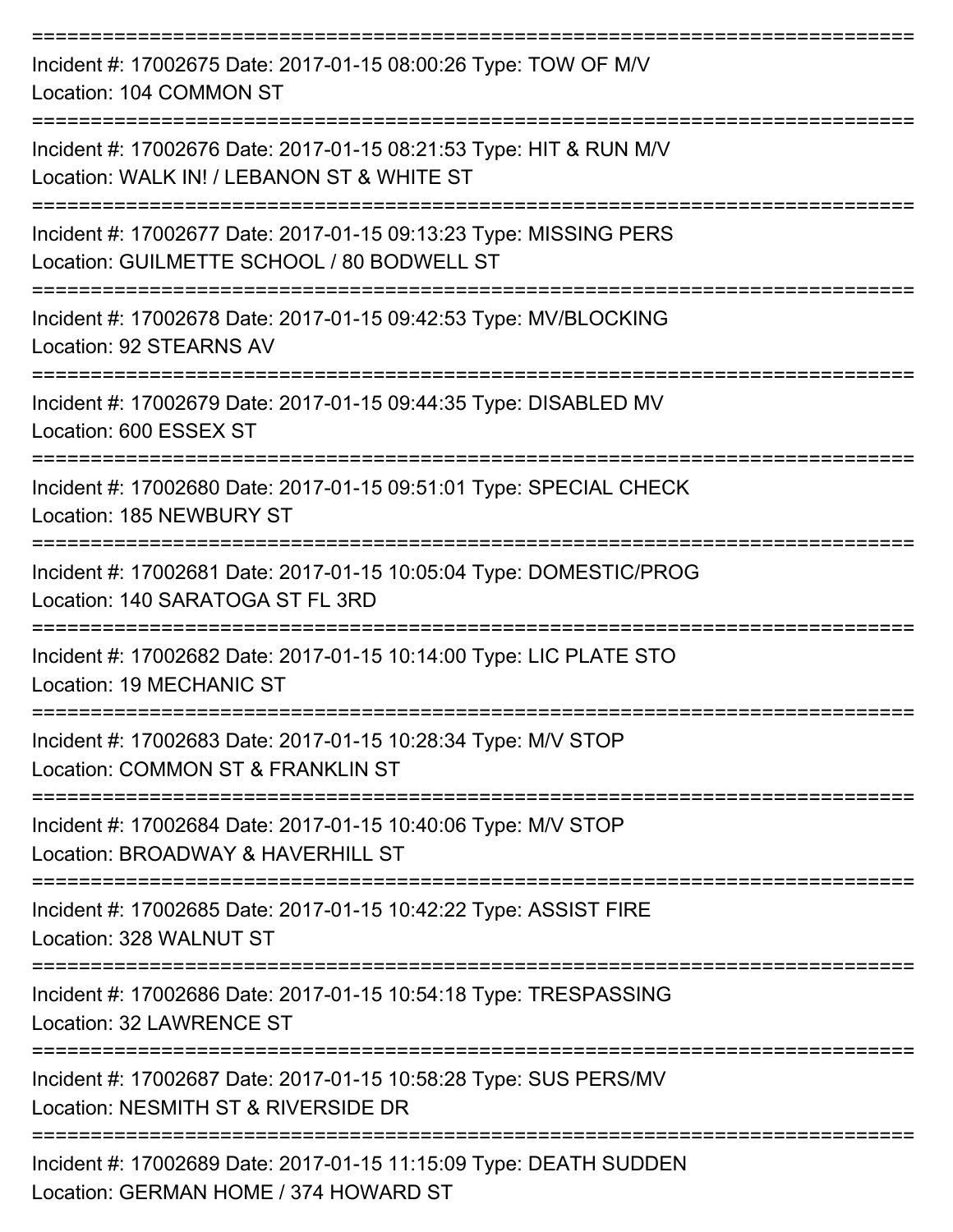===========================================================================
Incident #: 17002675 Date: 2017-01-15 08:00:26 Type: TOW OF M/V
Location: 104 COMMON ST
===========================================================================
Incident #: 17002676 Date: 2017-01-15 08:21:53 Type: HIT & RUN M/V
Location: WALK IN! / LEBANON ST & WHITE ST
===========================================================================
Incident #: 17002677 Date: 2017-01-15 09:13:23 Type: MISSING PERS
Location: GUILMETTE SCHOOL / 80 BODWELL ST
===========================================================================
Incident #: 17002678 Date: 2017-01-15 09:42:53 Type: MV/BLOCKING
Location: 92 STEARNS AV
===========================================================================
Incident #: 17002679 Date: 2017-01-15 09:44:35 Type: DISABLED MV
Location: 600 ESSEX ST
===========================================================================
Incident #: 17002680 Date: 2017-01-15 09:51:01 Type: SPECIAL CHECK
Location: 185 NEWBURY ST
===========================================================================
Incident #: 17002681 Date: 2017-01-15 10:05:04 Type: DOMESTIC/PROG
Location: 140 SARATOGA ST FL 3RD
===========================================================================
Incident #: 17002682 Date: 2017-01-15 10:14:00 Type: LIC PLATE STO
Location: 19 MECHANIC ST
===========================================================================
Incident #: 17002683 Date: 2017-01-15 10:28:34 Type: M/V STOP
Location: COMMON ST & FRANKLIN ST
===========================================================================
Incident #: 17002684 Date: 2017-01-15 10:40:06 Type: M/V STOP
Location: BROADWAY & HAVERHILL ST
===========================================================================
Incident #: 17002685 Date: 2017-01-15 10:42:22 Type: ASSIST FIRE
Location: 328 WALNUT ST
===========================================================================
Incident #: 17002686 Date: 2017-01-15 10:54:18 Type: TRESPASSING
Location: 32 LAWRENCE ST
===========================================================================
Incident #: 17002687 Date: 2017-01-15 10:58:28 Type: SUS PERS/MV
Location: NESMITH ST & RIVERSIDE DR
===========================================================================
Incident #: 17002689 Date: 2017-01-15 11:15:09 Type: DEATH SUDDEN
Location: GERMAN HOME / 374 HOWARD ST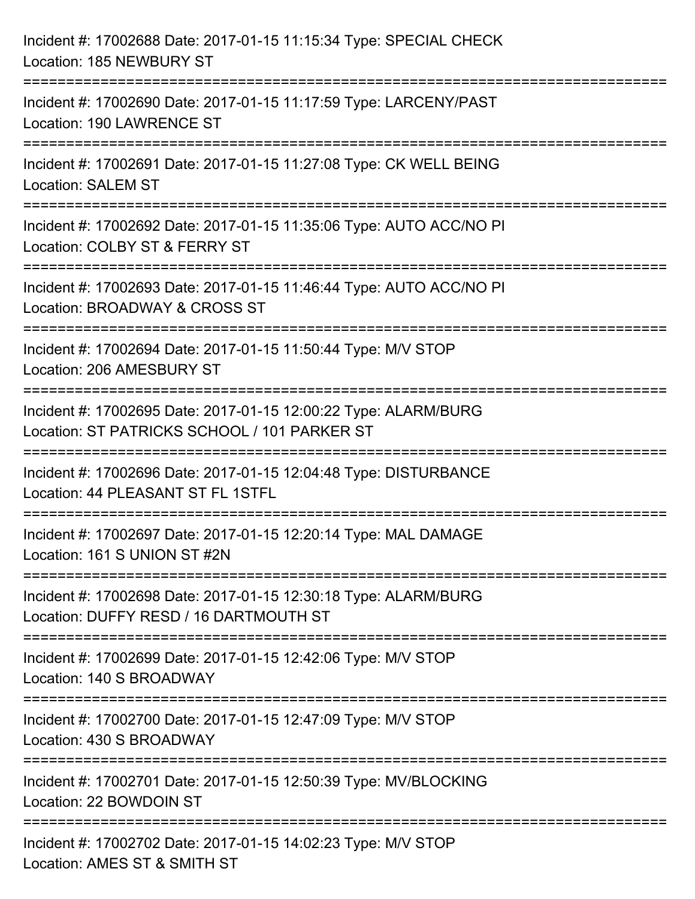Incident #: 17002688 Date: 2017-01-15 11:15:34 Type: SPECIAL CHECK
Location: 185 NEWBURY ST

===========================================================================

Incident #: 17002690 Date: 2017-01-15 11:17:59 Type: LARCENY/PAST
Location: 190 LAWRENCE ST

===========================================================================

Incident #: 17002691 Date: 2017-01-15 11:27:08 Type: CK WELL BEING
Location: SALEM ST

===========================================================================

Incident #: 17002692 Date: 2017-01-15 11:35:06 Type: AUTO ACC/NO PI
Location: COLBY ST & FERRY ST

===========================================================================

Incident #: 17002693 Date: 2017-01-15 11:46:44 Type: AUTO ACC/NO PI
Location: BROADWAY & CROSS ST

===========================================================================

Incident #: 17002694 Date: 2017-01-15 11:50:44 Type: M/V STOP
Location: 206 AMESBURY ST

===========================================================================

Incident #: 17002695 Date: 2017-01-15 12:00:22 Type: ALARM/BURG
Location: ST PATRICKS SCHOOL / 101 PARKER ST

===========================================================================

Incident #: 17002696 Date: 2017-01-15 12:04:48 Type: DISTURBANCE
Location: 44 PLEASANT ST FL 1STFL

===========================================================================

Incident #: 17002697 Date: 2017-01-15 12:20:14 Type: MAL DAMAGE
Location: 161 S UNION ST #2N

===========================================================================

Incident #: 17002698 Date: 2017-01-15 12:30:18 Type: ALARM/BURG
Location: DUFFY RESD / 16 DARTMOUTH ST

===========================================================================

Incident #: 17002699 Date: 2017-01-15 12:42:06 Type: M/V STOP
Location: 140 S BROADWAY

===========================================================================

Incident #: 17002700 Date: 2017-01-15 12:47:09 Type: M/V STOP
Location: 430 S BROADWAY

===========================================================================

Incident #: 17002701 Date: 2017-01-15 12:50:39 Type: MV/BLOCKING
Location: 22 BOWDOIN ST

===========================================================================

Incident #: 17002702 Date: 2017-01-15 14:02:23 Type: M/V STOP
Location: AMES ST & SMITH ST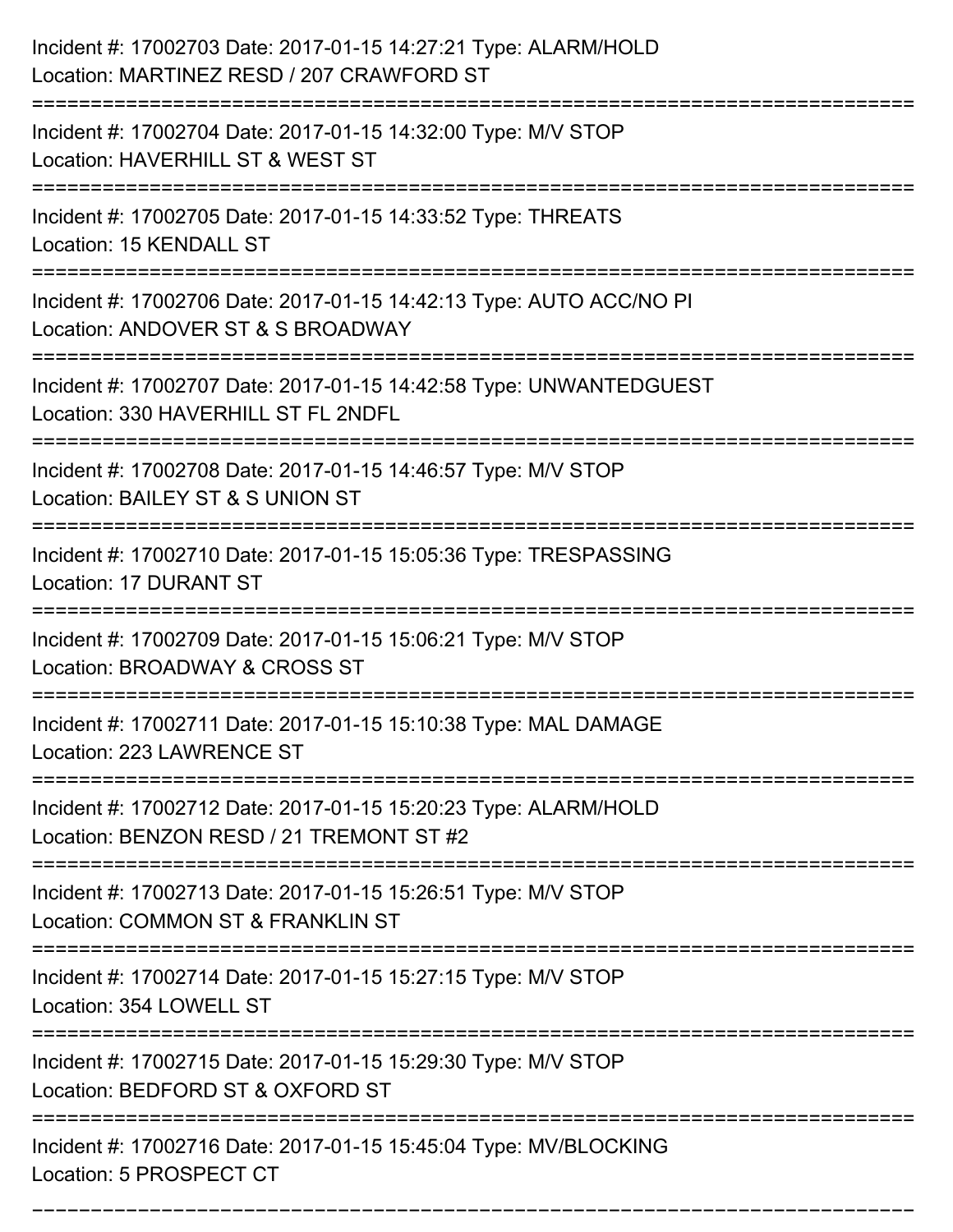Incident #: 17002703 Date: 2017-01-15 14:27:21 Type: ALARM/HOLD
Location: MARTINEZ RESD / 207 CRAWFORD ST

===========================================================================

Incident #: 17002704 Date: 2017-01-15 14:32:00 Type: M/V STOP
Location: HAVERHILL ST & WEST ST

===========================================================================

Incident #: 17002705 Date: 2017-01-15 14:33:52 Type: THREATS
Location: 15 KENDALL ST

===========================================================================

Incident #: 17002706 Date: 2017-01-15 14:42:13 Type: AUTO ACC/NO PI
Location: ANDOVER ST & S BROADWAY

===========================================================================

Incident #: 17002707 Date: 2017-01-15 14:42:58 Type: UNWANTEDGUEST
Location: 330 HAVERHILL ST FL 2NDFL

===========================================================================

Incident #: 17002708 Date: 2017-01-15 14:46:57 Type: M/V STOP
Location: BAILEY ST & S UNION ST

===========================================================================

Incident #: 17002710 Date: 2017-01-15 15:05:36 Type: TRESPASSING
Location: 17 DURANT ST

===========================================================================

Incident #: 17002709 Date: 2017-01-15 15:06:21 Type: M/V STOP
Location: BROADWAY & CROSS ST

===========================================================================

Incident #: 17002711 Date: 2017-01-15 15:10:38 Type: MAL DAMAGE
Location: 223 LAWRENCE ST

===========================================================================

Incident #: 17002712 Date: 2017-01-15 15:20:23 Type: ALARM/HOLD
Location: BENZON RESD / 21 TREMONT ST #2

===========================================================================

Incident #: 17002713 Date: 2017-01-15 15:26:51 Type: M/V STOP
Location: COMMON ST & FRANKLIN ST

===========================================================================

Incident #: 17002714 Date: 2017-01-15 15:27:15 Type: M/V STOP
Location: 354 LOWELL ST

===========================================================================

Incident #: 17002715 Date: 2017-01-15 15:29:30 Type: M/V STOP
Location: BEDFORD ST & OXFORD ST

===========================================================================

Incident #: 17002716 Date: 2017-01-15 15:45:04 Type: MV/BLOCKING
Location: 5 PROSPECT CT

===========================================================================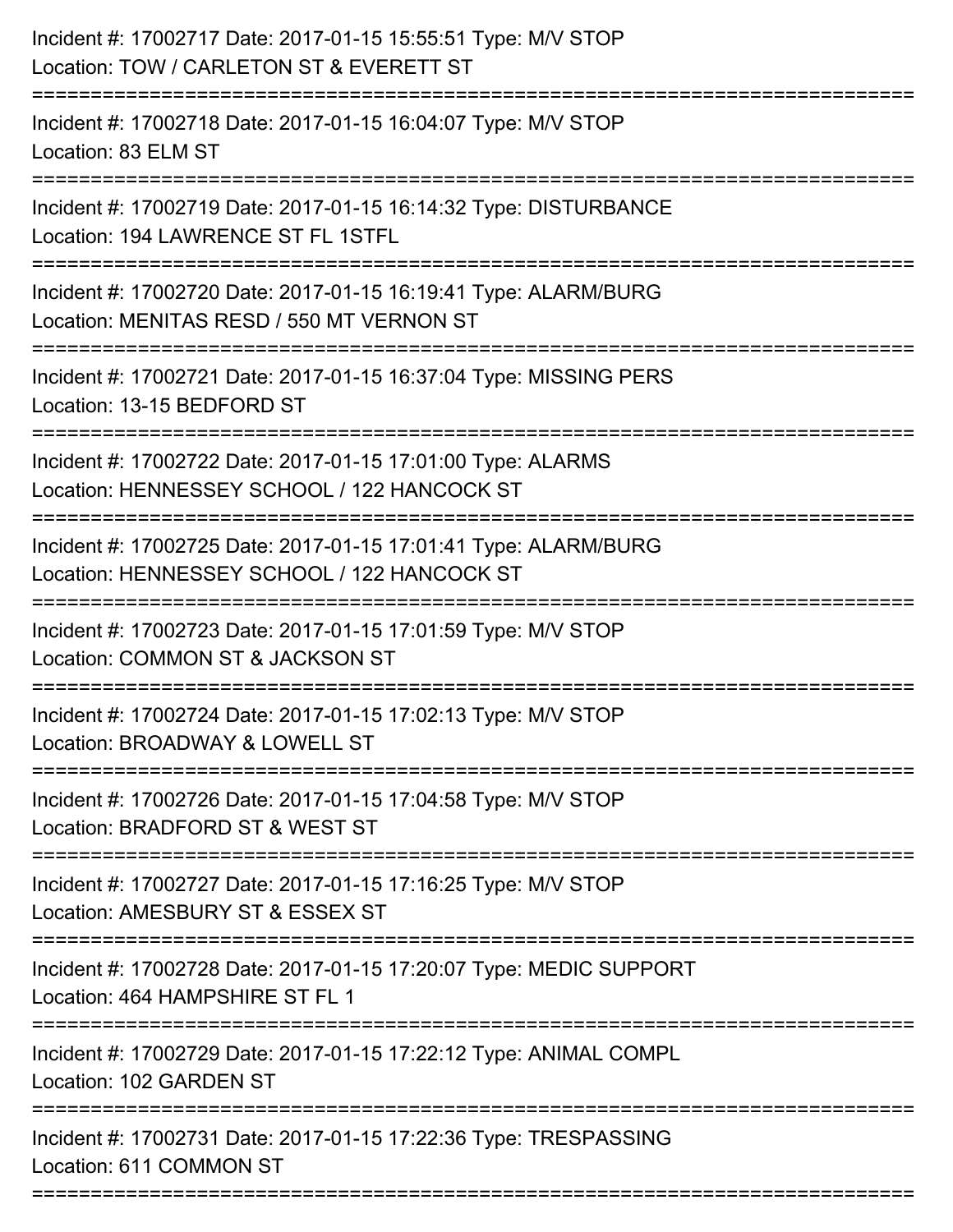Incident #: 17002717 Date: 2017-01-15 15:55:51 Type: M/V STOP
Location: TOW / CARLETON ST & EVERETT ST

===========================================================================

Incident #: 17002718 Date: 2017-01-15 16:04:07 Type: M/V STOP
Location: 83 ELM ST

===========================================================================

Incident #: 17002719 Date: 2017-01-15 16:14:32 Type: DISTURBANCE
Location: 194 LAWRENCE ST FL 1STFL

===========================================================================

Incident #: 17002720 Date: 2017-01-15 16:19:41 Type: ALARM/BURG
Location: MENITAS RESD / 550 MT VERNON ST

===========================================================================

Incident #: 17002721 Date: 2017-01-15 16:37:04 Type: MISSING PERS
Location: 13-15 BEDFORD ST

===========================================================================

Incident #: 17002722 Date: 2017-01-15 17:01:00 Type: ALARMS
Location: HENNESSEY SCHOOL / 122 HANCOCK ST

===========================================================================

Incident #: 17002725 Date: 2017-01-15 17:01:41 Type: ALARM/BURG
Location: HENNESSEY SCHOOL / 122 HANCOCK ST

===========================================================================

Incident #: 17002723 Date: 2017-01-15 17:01:59 Type: M/V STOP
Location: COMMON ST & JACKSON ST

===========================================================================

Incident #: 17002724 Date: 2017-01-15 17:02:13 Type: M/V STOP
Location: BROADWAY & LOWELL ST

===========================================================================

Incident #: 17002726 Date: 2017-01-15 17:04:58 Type: M/V STOP
Location: BRADFORD ST & WEST ST

===========================================================================

Incident #: 17002727 Date: 2017-01-15 17:16:25 Type: M/V STOP
Location: AMESBURY ST & ESSEX ST

===========================================================================

Incident #: 17002728 Date: 2017-01-15 17:20:07 Type: MEDIC SUPPORT
Location: 464 HAMPSHIRE ST FL 1

===========================================================================

Incident #: 17002729 Date: 2017-01-15 17:22:12 Type: ANIMAL COMPL
Location: 102 GARDEN ST

===========================================================================

Incident #: 17002731 Date: 2017-01-15 17:22:36 Type: TRESPASSING
Location: 611 COMMON ST

===========================================================================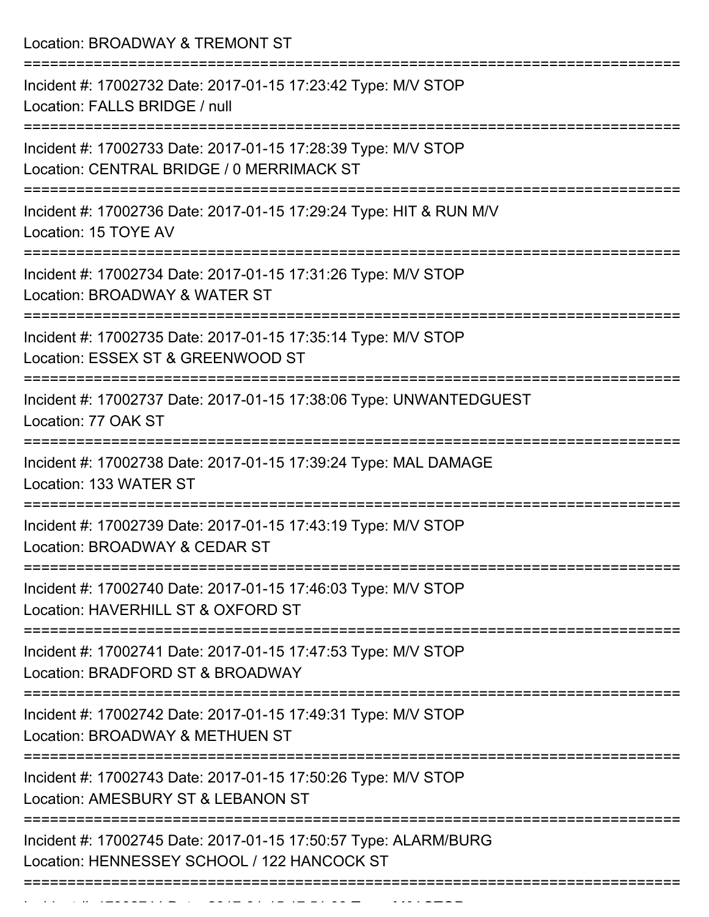Location: BROADWAY & TREMONT ST

===========================================================================

Incident #: 17002732 Date: 2017-01-15 17:23:42 Type: M/V STOP
Location: FALLS BRIDGE / null

===========================================================================

Incident #: 17002733 Date: 2017-01-15 17:28:39 Type: M/V STOP
Location: CENTRAL BRIDGE / 0 MERRIMACK ST

===========================================================================

Incident #: 17002736 Date: 2017-01-15 17:29:24 Type: HIT & RUN M/V
Location: 15 TOYE AV

===========================================================================

Incident #: 17002734 Date: 2017-01-15 17:31:26 Type: M/V STOP
Location: BROADWAY & WATER ST

===========================================================================

Incident #: 17002735 Date: 2017-01-15 17:35:14 Type: M/V STOP
Location: ESSEX ST & GREENWOOD ST

===========================================================================

Incident #: 17002737 Date: 2017-01-15 17:38:06 Type: UNWANTEDGUEST
Location: 77 OAK ST

===========================================================================

Incident #: 17002738 Date: 2017-01-15 17:39:24 Type: MAL DAMAGE
Location: 133 WATER ST

===========================================================================

Incident #: 17002739 Date: 2017-01-15 17:43:19 Type: M/V STOP
Location: BROADWAY & CEDAR ST

===========================================================================

Incident #: 17002740 Date: 2017-01-15 17:46:03 Type: M/V STOP
Location: HAVERHILL ST & OXFORD ST

===========================================================================

Incident #: 17002741 Date: 2017-01-15 17:47:53 Type: M/V STOP
Location: BRADFORD ST & BROADWAY

===========================================================================

Incident #: 17002742 Date: 2017-01-15 17:49:31 Type: M/V STOP
Location: BROADWAY & METHUEN ST

===========================================================================

Incident #: 17002743 Date: 2017-01-15 17:50:26 Type: M/V STOP
Location: AMESBURY ST & LEBANON ST

===========================================================================

Incident #: 17002745 Date: 2017-01-15 17:50:57 Type: ALARM/BURG
Location: HENNESSEY SCHOOL / 122 HANCOCK ST

===========================================================================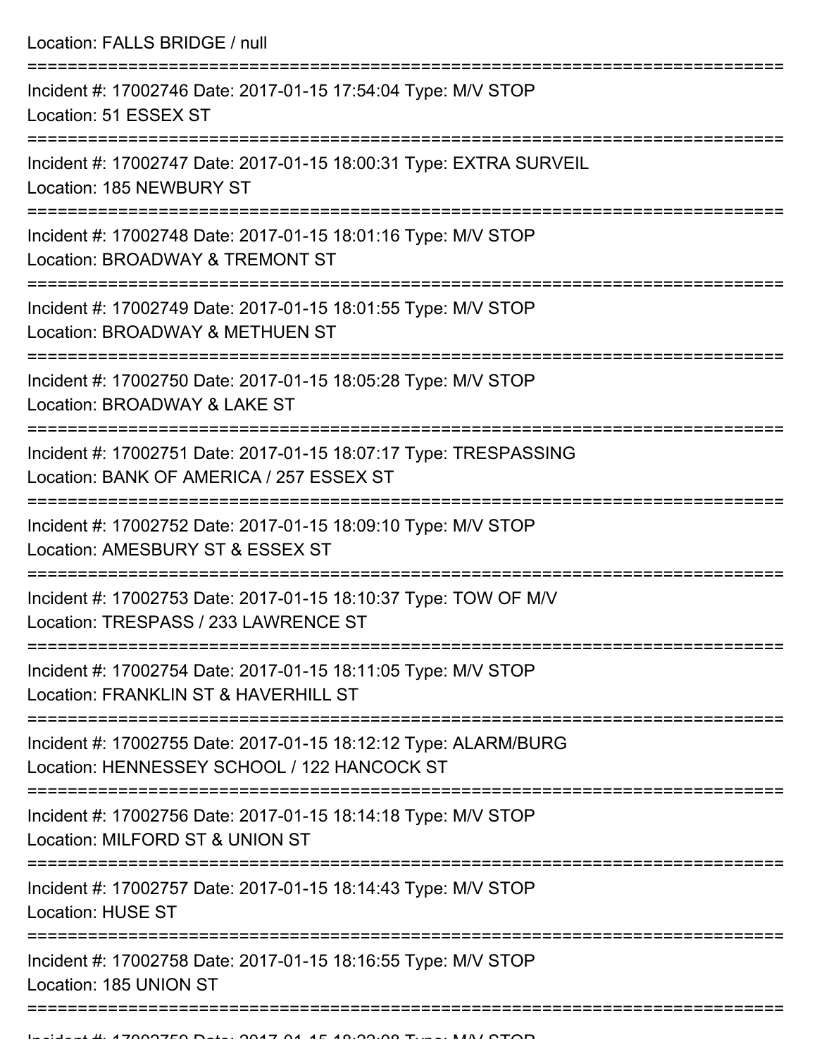Location: FALLS BRIDGE / null

===========================================================================

Incident #: 17002746 Date: 2017-01-15 17:54:04 Type: M/V STOP
Location: 51 ESSEX ST

===========================================================================

Incident #: 17002747 Date: 2017-01-15 18:00:31 Type: EXTRA SURVEIL
Location: 185 NEWBURY ST

===========================================================================

Incident #: 17002748 Date: 2017-01-15 18:01:16 Type: M/V STOP
Location: BROADWAY & TREMONT ST

===========================================================================

Incident #: 17002749 Date: 2017-01-15 18:01:55 Type: M/V STOP
Location: BROADWAY & METHUEN ST

===========================================================================

Incident #: 17002750 Date: 2017-01-15 18:05:28 Type: M/V STOP
Location: BROADWAY & LAKE ST

===========================================================================

Incident #: 17002751 Date: 2017-01-15 18:07:17 Type: TRESPASSING
Location: BANK OF AMERICA / 257 ESSEX ST

===========================================================================

Incident #: 17002752 Date: 2017-01-15 18:09:10 Type: M/V STOP
Location: AMESBURY ST & ESSEX ST

===========================================================================

Incident #: 17002753 Date: 2017-01-15 18:10:37 Type: TOW OF M/V
Location: TRESPASS / 233 LAWRENCE ST

===========================================================================

Incident #: 17002754 Date: 2017-01-15 18:11:05 Type: M/V STOP
Location: FRANKLIN ST & HAVERHILL ST

===========================================================================

Incident #: 17002755 Date: 2017-01-15 18:12:12 Type: ALARM/BURG
Location: HENNESSEY SCHOOL / 122 HANCOCK ST

===========================================================================

Incident #: 17002756 Date: 2017-01-15 18:14:18 Type: M/V STOP
Location: MILFORD ST & UNION ST

===========================================================================

Incident #: 17002757 Date: 2017-01-15 18:14:43 Type: M/V STOP
Location: HUSE ST

===========================================================================

Incident #: 17002758 Date: 2017-01-15 18:16:55 Type: M/V STOP
Location: 185 UNION ST

===========================================================================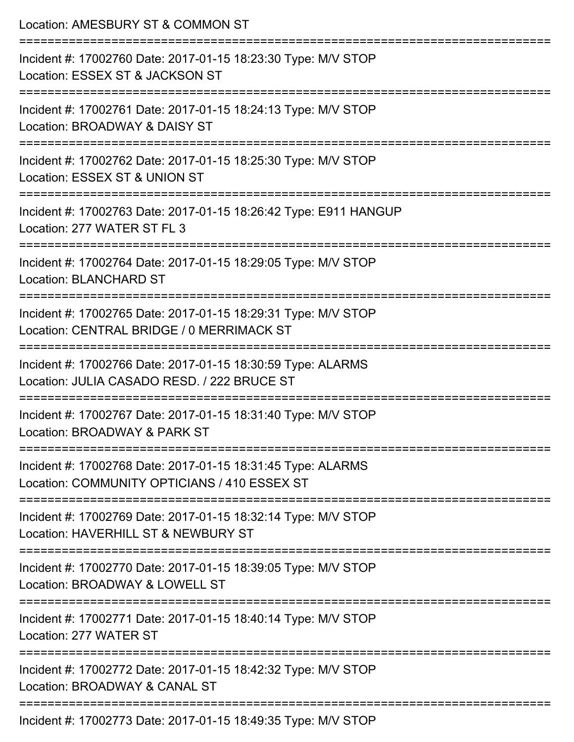Location: AMESBURY ST & COMMON ST

===========================================================================

Incident #: 17002760 Date: 2017-01-15 18:23:30 Type: M/V STOP
Location: ESSEX ST & JACKSON ST

===========================================================================

Incident #: 17002761 Date: 2017-01-15 18:24:13 Type: M/V STOP
Location: BROADWAY & DAISY ST

===========================================================================

Incident #: 17002762 Date: 2017-01-15 18:25:30 Type: M/V STOP
Location: ESSEX ST & UNION ST

===========================================================================

Incident #: 17002763 Date: 2017-01-15 18:26:42 Type: E911 HANGUP
Location: 277 WATER ST FL 3

===========================================================================

Incident #: 17002764 Date: 2017-01-15 18:29:05 Type: M/V STOP
Location: BLANCHARD ST

===========================================================================

Incident #: 17002765 Date: 2017-01-15 18:29:31 Type: M/V STOP
Location: CENTRAL BRIDGE / 0 MERRIMACK ST

===========================================================================

Incident #: 17002766 Date: 2017-01-15 18:30:59 Type: ALARMS
Location: JULIA CASADO RESD. / 222 BRUCE ST

===========================================================================

Incident #: 17002767 Date: 2017-01-15 18:31:40 Type: M/V STOP
Location: BROADWAY & PARK ST

===========================================================================

Incident #: 17002768 Date: 2017-01-15 18:31:45 Type: ALARMS
Location: COMMUNITY OPTICIANS / 410 ESSEX ST

===========================================================================

Incident #: 17002769 Date: 2017-01-15 18:32:14 Type: M/V STOP
Location: HAVERHILL ST & NEWBURY ST

===========================================================================

Incident #: 17002770 Date: 2017-01-15 18:39:05 Type: M/V STOP
Location: BROADWAY & LOWELL ST

===========================================================================

Incident #: 17002771 Date: 2017-01-15 18:40:14 Type: M/V STOP
Location: 277 WATER ST

===========================================================================

Incident #: 17002772 Date: 2017-01-15 18:42:32 Type: M/V STOP
Location: BROADWAY & CANAL ST

===========================================================================

Incident #: 17002773 Date: 2017-01-15 18:49:35 Type: M/V STOP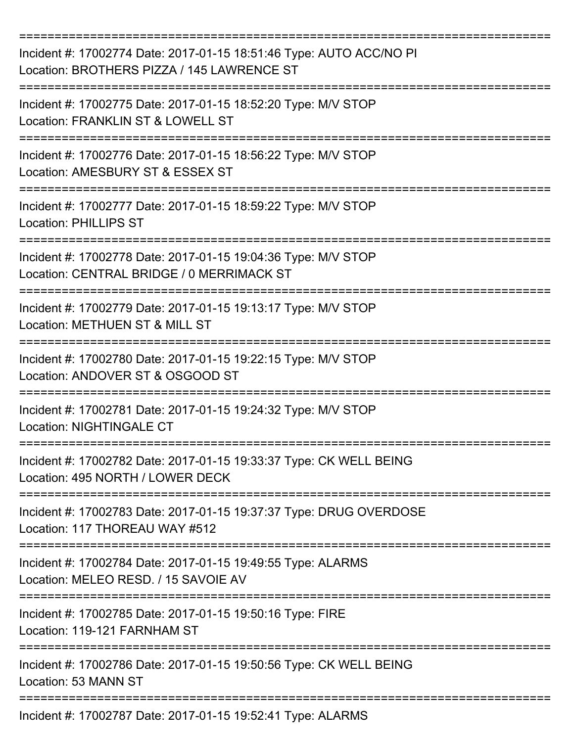===========================================================================

Incident #: 17002774 Date: 2017-01-15 18:51:46 Type: AUTO ACC/NO PI
Location: BROTHERS PIZZA / 145 LAWRENCE ST

===========================================================================

Incident #: 17002775 Date: 2017-01-15 18:52:20 Type: M/V STOP
Location: FRANKLIN ST & LOWELL ST

===========================================================================

Incident #: 17002776 Date: 2017-01-15 18:56:22 Type: M/V STOP
Location: AMESBURY ST & ESSEX ST

===========================================================================

Incident #: 17002777 Date: 2017-01-15 18:59:22 Type: M/V STOP
Location: PHILLIPS ST

===========================================================================

Incident #: 17002778 Date: 2017-01-15 19:04:36 Type: M/V STOP
Location: CENTRAL BRIDGE / 0 MERRIMACK ST

===========================================================================

Incident #: 17002779 Date: 2017-01-15 19:13:17 Type: M/V STOP
Location: METHUEN ST & MILL ST

===========================================================================

Incident #: 17002780 Date: 2017-01-15 19:22:15 Type: M/V STOP
Location: ANDOVER ST & OSGOOD ST

===========================================================================

Incident #: 17002781 Date: 2017-01-15 19:24:32 Type: M/V STOP
Location: NIGHTINGALE CT

===========================================================================

Incident #: 17002782 Date: 2017-01-15 19:33:37 Type: CK WELL BEING
Location: 495 NORTH / LOWER DECK

===========================================================================

Incident #: 17002783 Date: 2017-01-15 19:37:37 Type: DRUG OVERDOSE
Location: 117 THOREAU WAY #512

===========================================================================

Incident #: 17002784 Date: 2017-01-15 19:49:55 Type: ALARMS
Location: MELEO RESD. / 15 SAVOIE AV

===========================================================================

Incident #: 17002785 Date: 2017-01-15 19:50:16 Type: FIRE
Location: 119-121 FARNHAM ST

===========================================================================

Incident #: 17002786 Date: 2017-01-15 19:50:56 Type: CK WELL BEING
Location: 53 MANN ST

===========================================================================

Incident #: 17002787 Date: 2017-01-15 19:52:41 Type: ALARMS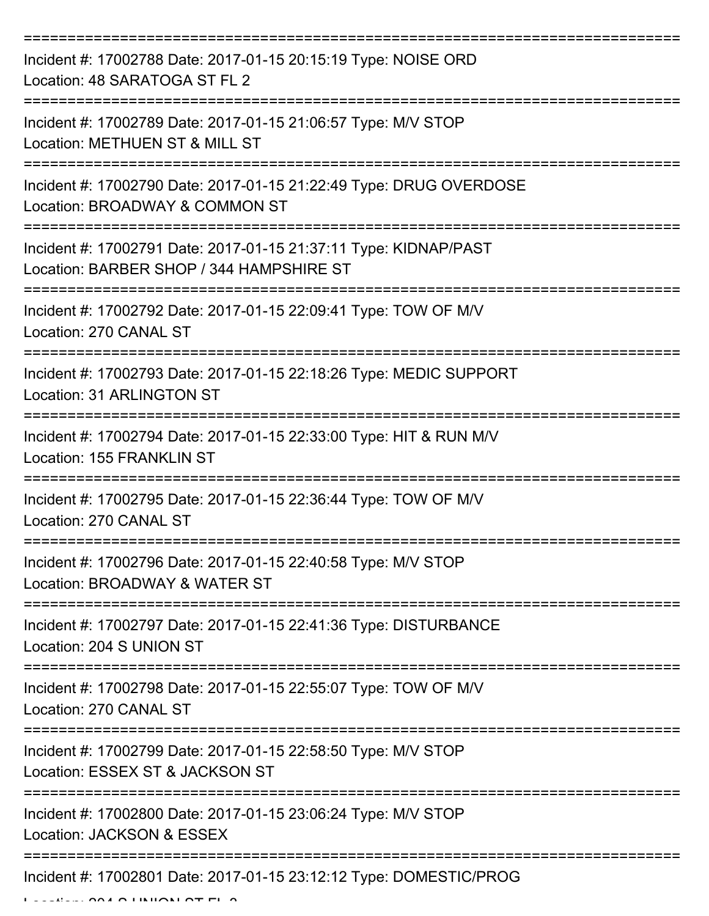===========================================================================
Incident #: 17002788 Date: 2017-01-15 20:15:19 Type: NOISE ORD
Location: 48 SARATOGA ST FL 2
===========================================================================
Incident #: 17002789 Date: 2017-01-15 21:06:57 Type: M/V STOP
Location: METHUEN ST & MILL ST
===========================================================================
Incident #: 17002790 Date: 2017-01-15 21:22:49 Type: DRUG OVERDOSE
Location: BROADWAY & COMMON ST
===========================================================================
Incident #: 17002791 Date: 2017-01-15 21:37:11 Type: KIDNAP/PAST
Location: BARBER SHOP / 344 HAMPSHIRE ST
===========================================================================
Incident #: 17002792 Date: 2017-01-15 22:09:41 Type: TOW OF M/V
Location: 270 CANAL ST
===========================================================================
Incident #: 17002793 Date: 2017-01-15 22:18:26 Type: MEDIC SUPPORT
Location: 31 ARLINGTON ST
===========================================================================
Incident #: 17002794 Date: 2017-01-15 22:33:00 Type: HIT & RUN M/V
Location: 155 FRANKLIN ST
===========================================================================
Incident #: 17002795 Date: 2017-01-15 22:36:44 Type: TOW OF M/V
Location: 270 CANAL ST
===========================================================================
Incident #: 17002796 Date: 2017-01-15 22:40:58 Type: M/V STOP
Location: BROADWAY & WATER ST
===========================================================================
Incident #: 17002797 Date: 2017-01-15 22:41:36 Type: DISTURBANCE
Location: 204 S UNION ST
===========================================================================
Incident #: 17002798 Date: 2017-01-15 22:55:07 Type: TOW OF M/V
Location: 270 CANAL ST
===========================================================================
Incident #: 17002799 Date: 2017-01-15 22:58:50 Type: M/V STOP
Location: ESSEX ST & JACKSON ST
===========================================================================
Incident #: 17002800 Date: 2017-01-15 23:06:24 Type: M/V STOP
Location: JACKSON & ESSEX
===========================================================================
Incident #: 17002801 Date: 2017-01-15 23:12:12 Type: DOMESTIC/PROG
Location: 204 S UNION ST FL 2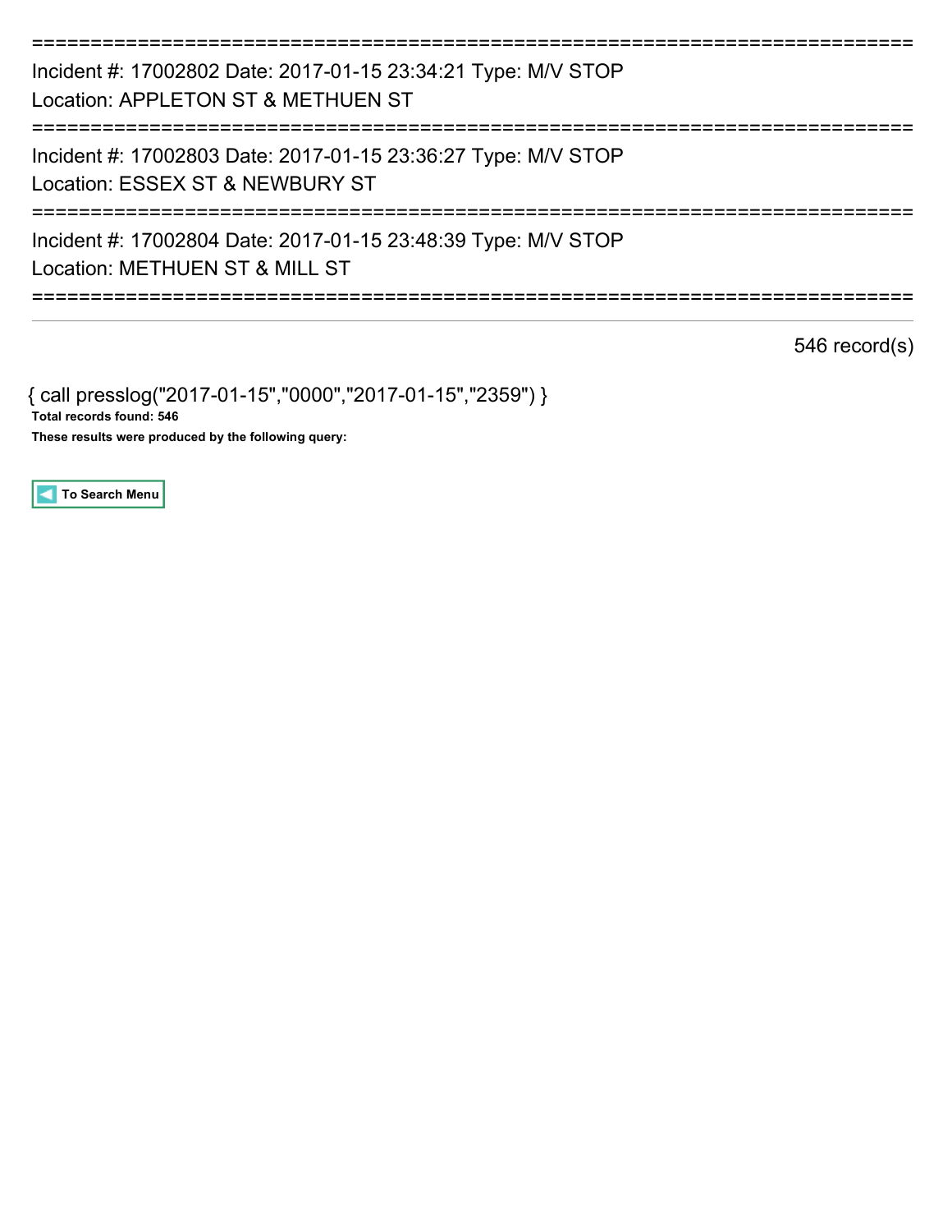===========================================================================

Incident #: 17002802 Date: 2017-01-15 23:34:21 Type: M/V STOP

Location: APPLETON ST & METHUEN ST

===========================================================================

Incident #: 17002803 Date: 2017-01-15 23:36:27 Type: M/V STOP

Location: ESSEX ST & NEWBURY ST

===========================================================================

Incident #: 17002804 Date: 2017-01-15 23:48:39 Type: M/V STOP

Location: METHUEN ST & MILL ST

===========================================================================

546 record(s)

{ call presslog("2017-01-15","0000","2017-01-15","2359") }

**Total records found: 546**

**These results were produced by the following query:**

**To Search Menu**